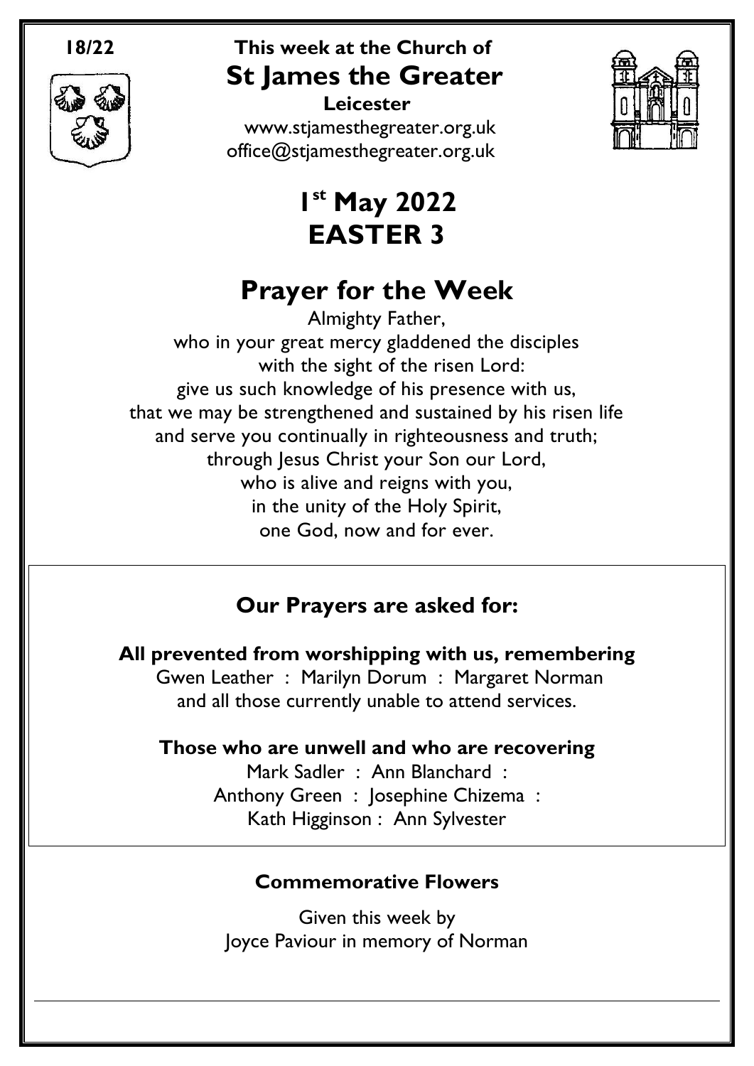**18/22**

# This week at the Church of
# St James the Greater

**Leicester**

www.stjamesthegreater.org.uk
office@stjamesthegreater.org.uk

# 1st May 2022
# EASTER 3

## Prayer for the Week

Almighty Father,
who in your great mercy gladdened the disciples
with the sight of the risen Lord:
give us such knowledge of his presence with us,
that we may be strengthened and sustained by his risen life
and serve you continually in righteousness and truth;
through Jesus Christ your Son our Lord,
who is alive and reigns with you,
in the unity of the Holy Spirit,
one God, now and for ever.

### Our Prayers are asked for:

**All prevented from worshipping with us, remembering**

Gwen Leather : Marilyn Dorum : Margaret Norman
and all those currently unable to attend services.

**Those who are unwell and who are recovering**

Mark Sadler : Ann Blanchard :
Anthony Green : Josephine Chizema :
Kath Higginson : Ann Sylvester

### Commemorative Flowers

Given this week by
Joyce Paviour in memory of Norman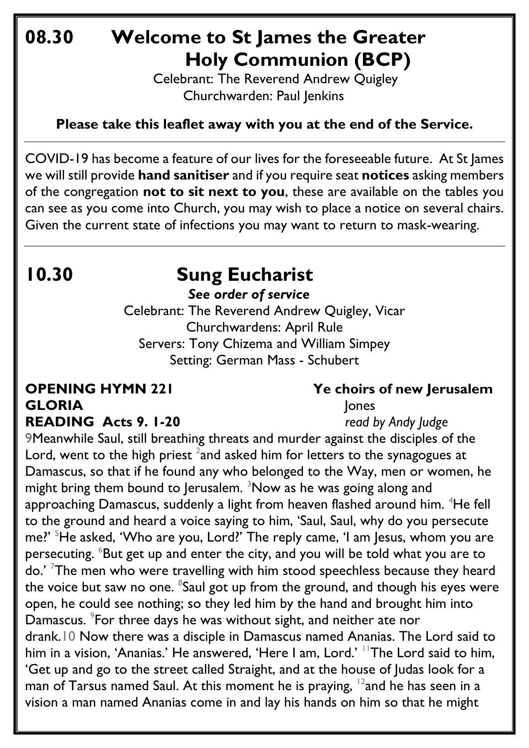# 08.30 Welcome to St James the Greater Holy Communion (BCP)

Celebrant: The Reverend Andrew Quigley
Churchwarden: Paul Jenkins

**Please take this leaflet away with you at the end of the Service.**

---

COVID-19 has become a feature of our lives for the foreseeable future. At St James we will still provide **hand sanitiser** and if you require seat **notices** asking members of the congregation **not to sit next to you**, these are available on the tables you can see as you come into Church, you may wish to place a notice on several chairs. Given the current state of infections you may want to return to mask-wearing.

---

# 10.30 Sung Eucharist

***See order of service***

Celebrant: The Reverend Andrew Quigley, Vicar
Churchwardens: April Rule
Servers: Tony Chizema and William Simpey
Setting: German Mass - Schubert

**OPENING HYMN 221** **Ye choirs of new Jerusalem**

**GLORIA** Jones

**READING Acts 9. 1-20** *read by Andy Judge*

9Meanwhile Saul, still breathing threats and murder against the disciples of the Lord, went to the high priest [2]and asked him for letters to the synagogues at Damascus, so that if he found any who belonged to the Way, men or women, he might bring them bound to Jerusalem. [3]Now as he was going along and approaching Damascus, suddenly a light from heaven flashed around him. [4]He fell to the ground and heard a voice saying to him, 'Saul, Saul, why do you persecute me?' [5]He asked, 'Who are you, Lord?' The reply came, 'I am Jesus, whom you are persecuting. [6]But get up and enter the city, and you will be told what you are to do.' [7]The men who were travelling with him stood speechless because they heard the voice but saw no one. [8]Saul got up from the ground, and though his eyes were open, he could see nothing; so they led him by the hand and brought him into Damascus. [9]For three days he was without sight, and neither ate nor drank.10 Now there was a disciple in Damascus named Ananias. The Lord said to him in a vision, 'Ananias.' He answered, 'Here I am, Lord.' [11]The Lord said to him, 'Get up and go to the street called Straight, and at the house of Judas look for a man of Tarsus named Saul. At this moment he is praying, [12]and he has seen in a vision a man named Ananias come in and lay his hands on him so that he might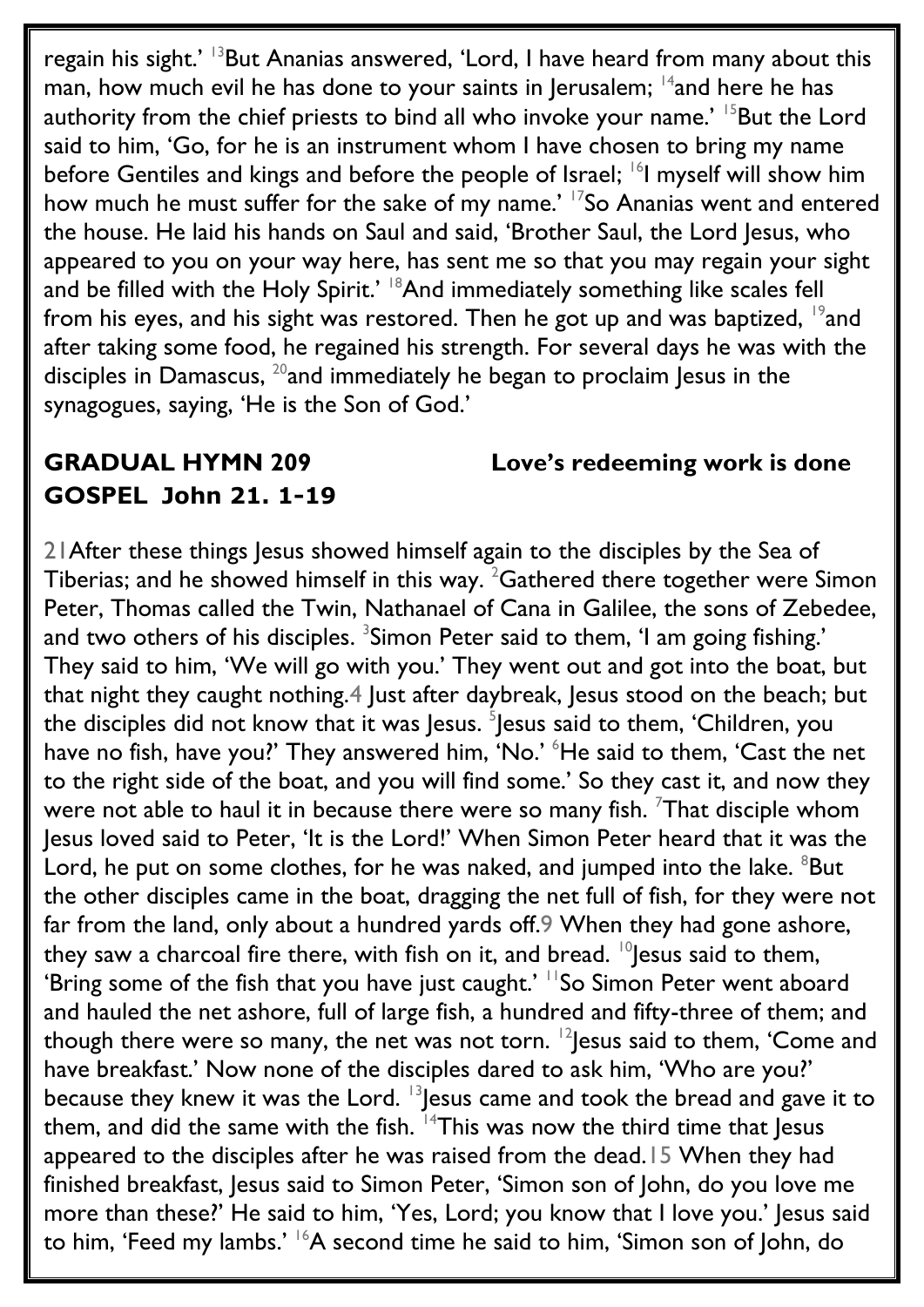regain his sight.' [13]But Ananias answered, 'Lord, I have heard from many about this man, how much evil he has done to your saints in Jerusalem; [14]and here he has authority from the chief priests to bind all who invoke your name.' [15]But the Lord said to him, 'Go, for he is an instrument whom I have chosen to bring my name before Gentiles and kings and before the people of Israel; [16]I myself will show him how much he must suffer for the sake of my name.' [17]So Ananias went and entered the house. He laid his hands on Saul and said, 'Brother Saul, the Lord Jesus, who appeared to you on your way here, has sent me so that you may regain your sight and be filled with the Holy Spirit.' [18]And immediately something like scales fell from his eyes, and his sight was restored. Then he got up and was baptized, [19]and after taking some food, he regained his strength. For several days he was with the disciples in Damascus, [20]and immediately he began to proclaim Jesus in the synagogues, saying, 'He is the Son of God.'

**GRADUAL HYMN 209 Love's redeeming work is done**

**GOSPEL John 21. 1-19**

21After these things Jesus showed himself again to the disciples by the Sea of Tiberias; and he showed himself in this way. [2]Gathered there together were Simon Peter, Thomas called the Twin, Nathanael of Cana in Galilee, the sons of Zebedee, and two others of his disciples. [3]Simon Peter said to them, 'I am going fishing.' They said to him, 'We will go with you.' They went out and got into the boat, but that night they caught nothing.4 Just after daybreak, Jesus stood on the beach; but the disciples did not know that it was Jesus. [5]Jesus said to them, 'Children, you have no fish, have you?' They answered him, 'No.' [6]He said to them, 'Cast the net to the right side of the boat, and you will find some.' So they cast it, and now they were not able to haul it in because there were so many fish. [7]That disciple whom Jesus loved said to Peter, 'It is the Lord!' When Simon Peter heard that it was the Lord, he put on some clothes, for he was naked, and jumped into the lake. [8]But the other disciples came in the boat, dragging the net full of fish, for they were not far from the land, only about a hundred yards off.9 When they had gone ashore, they saw a charcoal fire there, with fish on it, and bread. [10]Jesus said to them, 'Bring some of the fish that you have just caught.' [11]So Simon Peter went aboard and hauled the net ashore, full of large fish, a hundred and fifty-three of them; and though there were so many, the net was not torn. [12]Jesus said to them, 'Come and have breakfast.' Now none of the disciples dared to ask him, 'Who are you?' because they knew it was the Lord. [13]Jesus came and took the bread and gave it to them, and did the same with the fish. [14]This was now the third time that Jesus appeared to the disciples after he was raised from the dead.15 When they had finished breakfast, Jesus said to Simon Peter, 'Simon son of John, do you love me more than these?' He said to him, 'Yes, Lord; you know that I love you.' Jesus said to him, 'Feed my lambs.' [16]A second time he said to him, 'Simon son of John, do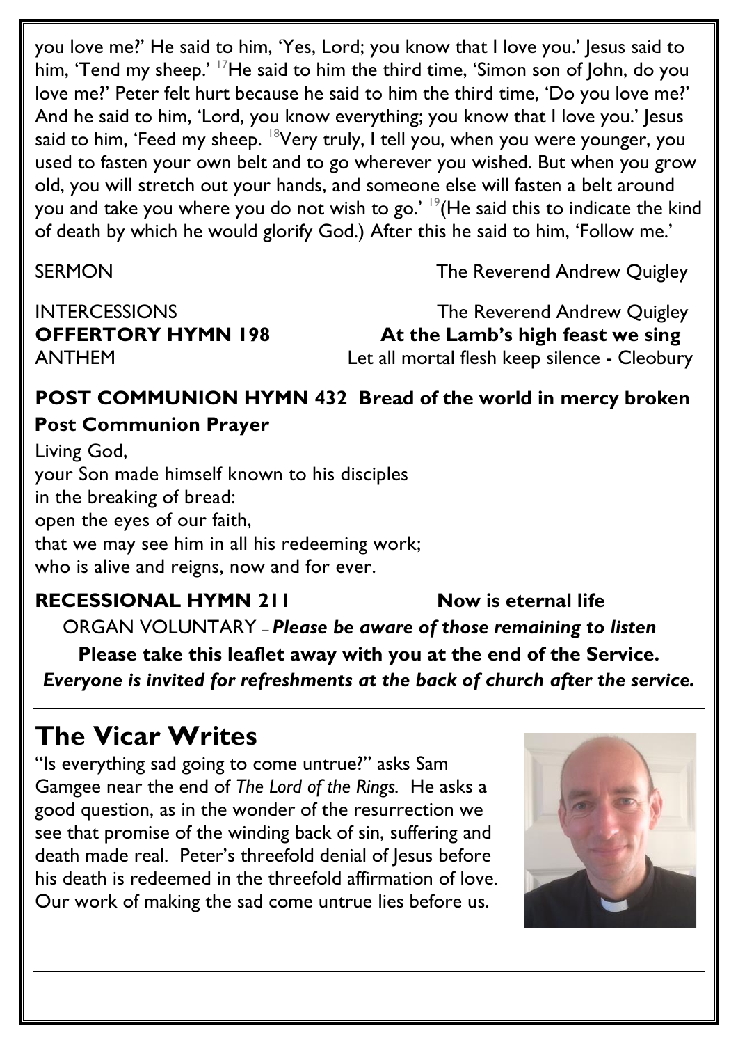you love me?' He said to him, 'Yes, Lord; you know that I love you.' Jesus said to him, 'Tend my sheep.' [17]He said to him the third time, 'Simon son of John, do you love me?' Peter felt hurt because he said to him the third time, 'Do you love me?' And he said to him, 'Lord, you know everything; you know that I love you.' Jesus said to him, 'Feed my sheep. [18]Very truly, I tell you, when you were younger, you used to fasten your own belt and to go wherever you wished. But when you grow old, you will stretch out your hands, and someone else will fasten a belt around you and take you where you do not wish to go.' [19](He said this to indicate the kind of death by which he would glorify God.) After this he said to him, 'Follow me.'

SERMON The Reverend Andrew Quigley

INTERCESSIONS The Reverend Andrew Quigley

**OFFERTORY HYMN 198 At the Lamb's high feast we sing**

ANTHEM Let all mortal flesh keep silence - Cleobury

**POST COMMUNION HYMN 432 Bread of the world in mercy broken**

**Post Communion Prayer**

Living God,
your Son made himself known to his disciples
in the breaking of bread:
open the eyes of our faith,
that we may see him in all his redeeming work;
who is alive and reigns, now and for ever.

**RECESSIONAL HYMN 211 Now is eternal life**

ORGAN VOLUNTARY – ***Please be aware of those remaining to listen***

**Please take this leaflet away with you at the end of the Service.**

***Everyone is invited for refreshments at the back of church after the service.***

# The Vicar Writes

"Is everything sad going to come untrue?" asks Sam Gamgee near the end of *The Lord of the Rings.* He asks a good question, as in the wonder of the resurrection we see that promise of the winding back of sin, suffering and death made real. Peter's threefold denial of Jesus before his death is redeemed in the threefold affirmation of love. Our work of making the sad come untrue lies before us.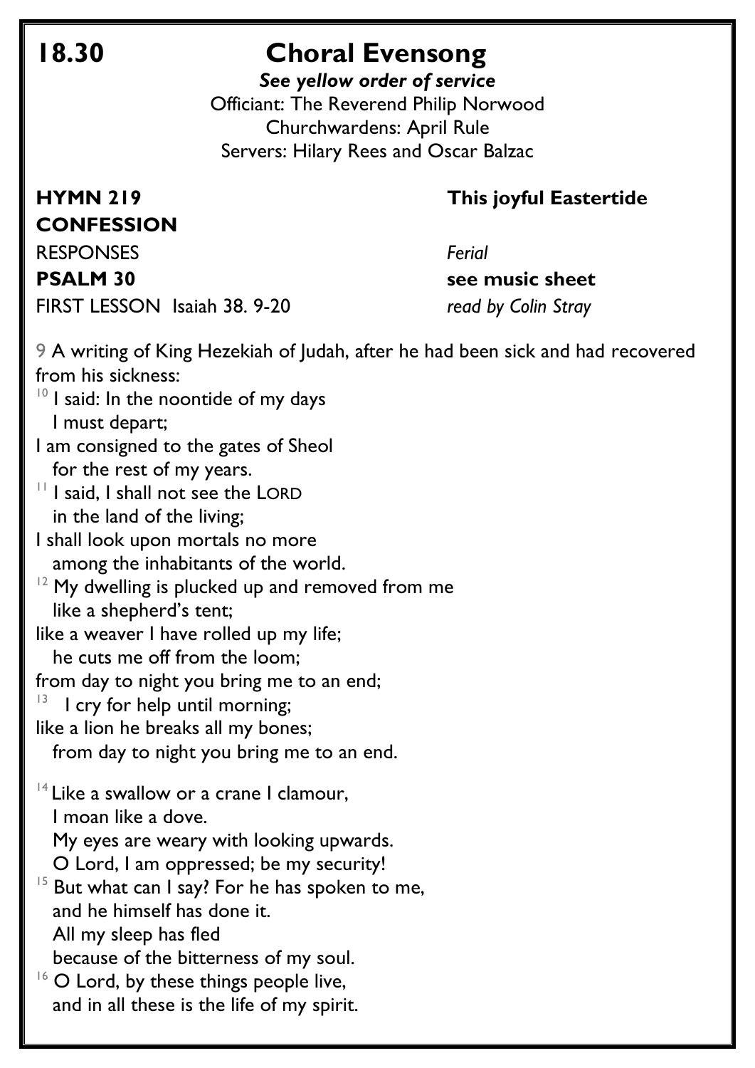# 18.30 Choral Evensong

***See yellow order of service***

Officiant: The Reverend Philip Norwood
Churchwardens: April Rule
Servers: Hilary Rees and Oscar Balzac

**HYMN 219** **This joyful Eastertide**

**CONFESSION**

RESPONSES *Ferial*

**PSALM 30** **see music sheet**

FIRST LESSON Isaiah 38. 9-20 *read by Colin Stray*

9 A writing of King Hezekiah of Judah, after he had been sick and had recovered from his sickness:
10 I said: In the noontide of my days
  I must depart;
I am consigned to the gates of Sheol
  for the rest of my years.
11 I said, I shall not see the LORD
  in the land of the living;
I shall look upon mortals no more
  among the inhabitants of the world.
12 My dwelling is plucked up and removed from me
  like a shepherd's tent;
like a weaver I have rolled up my life;
  he cuts me off from the loom;
from day to night you bring me to an end;
13 I cry for help until morning;
like a lion he breaks all my bones;
  from day to night you bring me to an end.

14 Like a swallow or a crane I clamour,
  I moan like a dove.
  My eyes are weary with looking upwards.
  O Lord, I am oppressed; be my security!
15 But what can I say? For he has spoken to me,
  and he himself has done it.
  All my sleep has fled
  because of the bitterness of my soul.
16 O Lord, by these things people live,
  and in all these is the life of my spirit.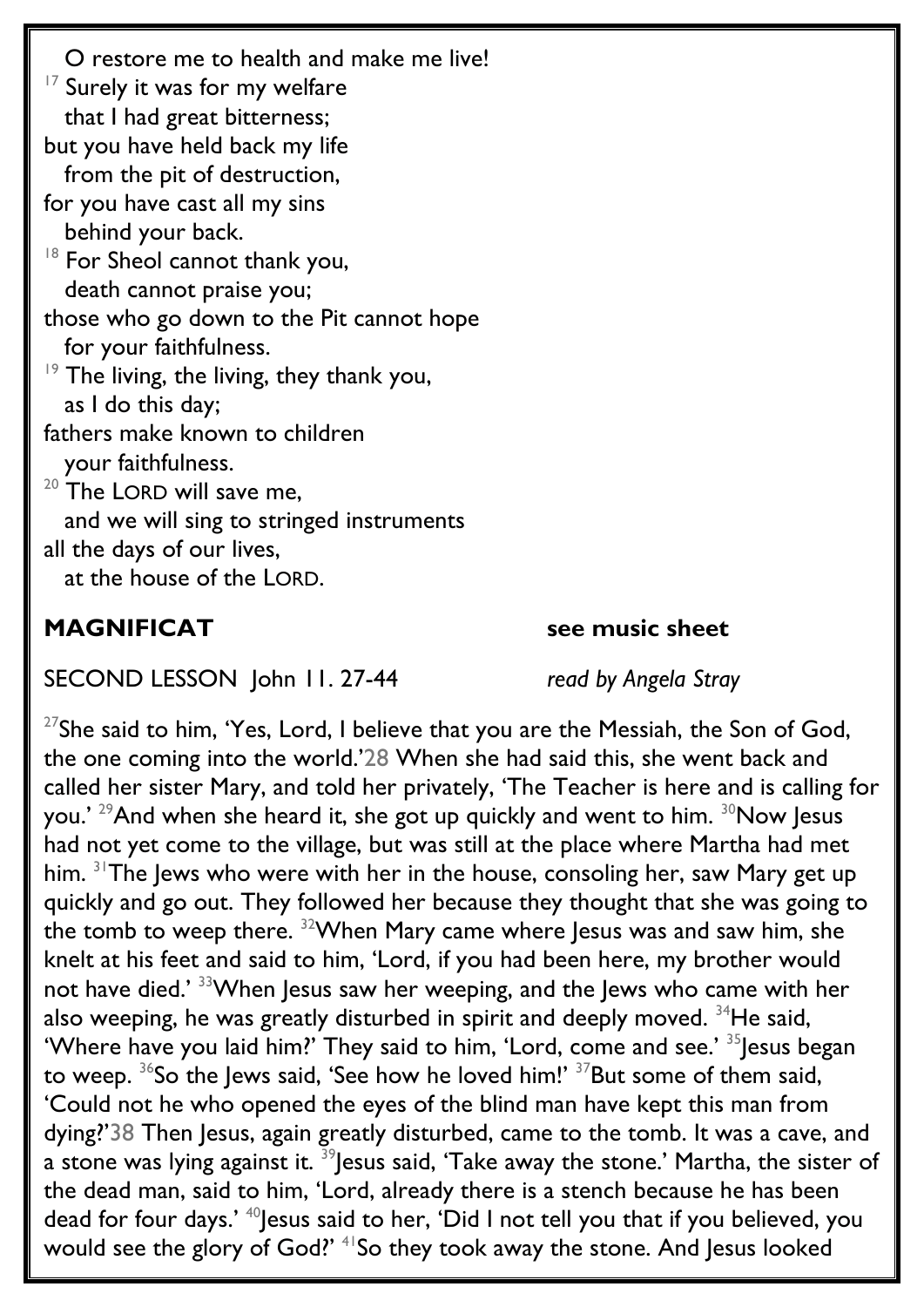O restore me to health and make me live!
[17] Surely it was for my welfare
that I had great bitterness;
but you have held back my life
from the pit of destruction,
for you have cast all my sins
behind your back.
[18] For Sheol cannot thank you,
death cannot praise you;
those who go down to the Pit cannot hope
for your faithfulness.
[19] The living, the living, they thank you,
as I do this day;
fathers make known to children
your faithfulness.
[20] The LORD will save me,
and we will sing to stringed instruments
all the days of our lives,
at the house of the LORD.

**MAGNIFICAT** **see music sheet**

SECOND LESSON John 11. 27-44 *read by Angela Stray*

[27]She said to him, 'Yes, Lord, I believe that you are the Messiah, the Son of God, the one coming into the world.'28 When she had said this, she went back and called her sister Mary, and told her privately, 'The Teacher is here and is calling for you.' [29]And when she heard it, she got up quickly and went to him. [30]Now Jesus had not yet come to the village, but was still at the place where Martha had met him. [31]The Jews who were with her in the house, consoling her, saw Mary get up quickly and go out. They followed her because they thought that she was going to the tomb to weep there. [32]When Mary came where Jesus was and saw him, she knelt at his feet and said to him, 'Lord, if you had been here, my brother would not have died.' [33]When Jesus saw her weeping, and the Jews who came with her also weeping, he was greatly disturbed in spirit and deeply moved. [34]He said, 'Where have you laid him?' They said to him, 'Lord, come and see.' [35]Jesus began to weep. [36]So the Jews said, 'See how he loved him!' [37]But some of them said, 'Could not he who opened the eyes of the blind man have kept this man from dying?'38 Then Jesus, again greatly disturbed, came to the tomb. It was a cave, and a stone was lying against it. [39]Jesus said, 'Take away the stone.' Martha, the sister of the dead man, said to him, 'Lord, already there is a stench because he has been dead for four days.' [40]Jesus said to her, 'Did I not tell you that if you believed, you would see the glory of God?' [41]So they took away the stone. And Jesus looked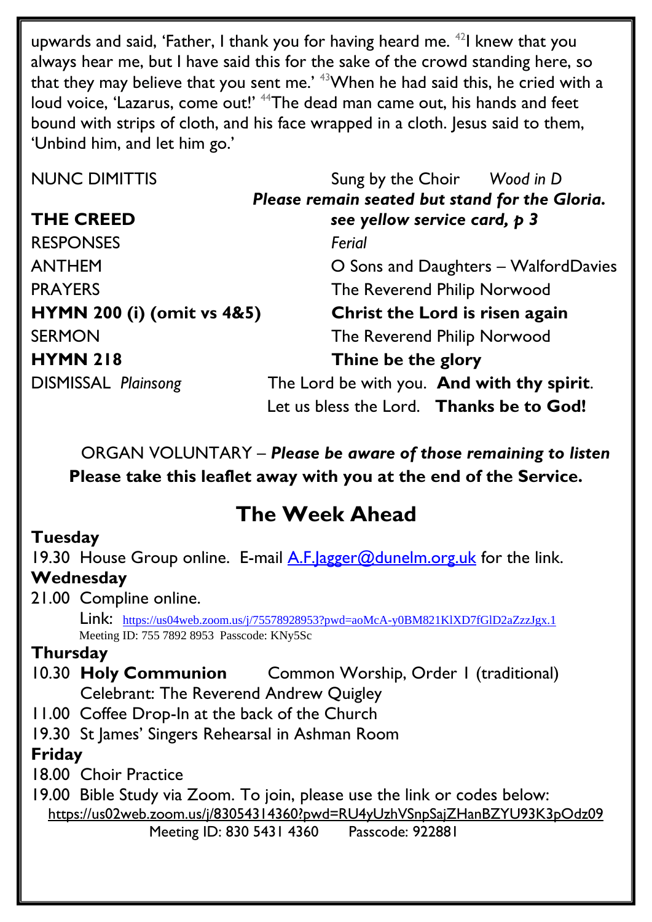upwards and said, 'Father, I thank you for having heard me. [42]I knew that you always hear me, but I have said this for the sake of the crowd standing here, so that they may believe that you sent me.' [43]When he had said this, he cried with a loud voice, 'Lazarus, come out!' [44]The dead man came out, his hands and feet bound with strips of cloth, and his face wrapped in a cloth. Jesus said to them, 'Unbind him, and let him go.'

NUNC DIMITTIS — Sung by the Choir *Wood in D*

***Please remain seated but stand for the Gloria.***

**THE CREED** — ***see yellow service card, p 3***

RESPONSES — *Ferial*

ANTHEM — O Sons and Daughters – WalfordDavies

PRAYERS — The Reverend Philip Norwood

**HYMN 200 (i) (omit vs 4&5)** — **Christ the Lord is risen again**

SERMON — The Reverend Philip Norwood

**HYMN 218** — **Thine be the glory**

DISMISSAL *Plainsong* — The Lord be with you. **And with thy spirit**.
Let us bless the Lord. **Thanks be to God!**

ORGAN VOLUNTARY – ***Please be aware of those remaining to listen***

**Please take this leaflet away with you at the end of the Service.**

## The Week Ahead

**Tuesday**

19.30 House Group online. E-mail A.F.Jagger@dunelm.org.uk for the link.

**Wednesday**

21.00 Compline online.
Link: https://us04web.zoom.us/j/75578928953?pwd=aoMcA-y0BM821KlXD7fGlD2aZzzJgx.1
Meeting ID: 755 7892 8953 Passcode: KNy5Sc

**Thursday**

10.30 **Holy Communion** Common Worship, Order 1 (traditional)
Celebrant: The Reverend Andrew Quigley

11.00 Coffee Drop-In at the back of the Church

19.30 St James' Singers Rehearsal in Ashman Room

**Friday**

18.00 Choir Practice

19.00 Bible Study via Zoom. To join, please use the link or codes below:
https://us02web.zoom.us/j/83054314360?pwd=RU4yUzhVSnpSajZHanBZYU93K3pOdz09
Meeting ID: 830 5431 4360 Passcode: 922881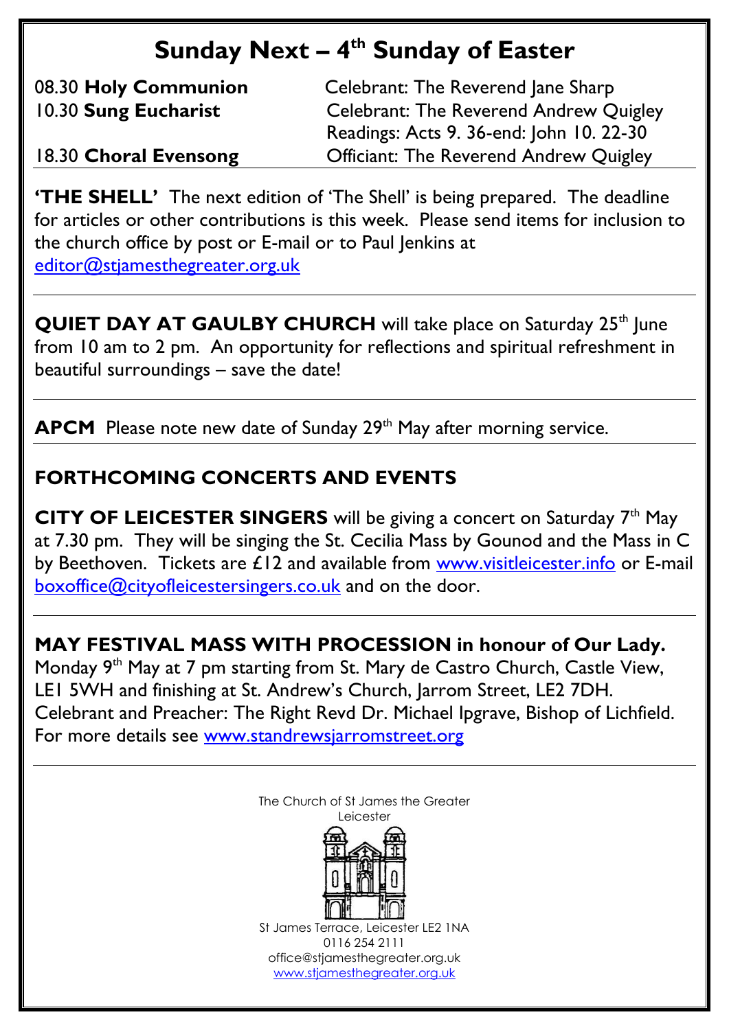# Sunday Next – 4th Sunday of Easter

08.30 **Holy Communion** Celebrant: The Reverend Jane Sharp

10.30 **Sung Eucharist** Celebrant: The Reverend Andrew Quigley
Readings: Acts 9. 36-end: John 10. 22-30

18.30 **Choral Evensong** Officiant: The Reverend Andrew Quigley

**'THE SHELL'** The next edition of 'The Shell' is being prepared. The deadline for articles or other contributions is this week. Please send items for inclusion to the church office by post or E-mail or to Paul Jenkins at editor@stjamesthegreater.org.uk

**QUIET DAY AT GAULBY CHURCH** will take place on Saturday 25th June from 10 am to 2 pm. An opportunity for reflections and spiritual refreshment in beautiful surroundings – save the date!

**APCM** Please note new date of Sunday 29th May after morning service.

## FORTHCOMING CONCERTS AND EVENTS

**CITY OF LEICESTER SINGERS** will be giving a concert on Saturday 7th May at 7.30 pm. They will be singing the St. Cecilia Mass by Gounod and the Mass in C by Beethoven. Tickets are £12 and available from www.visitleicester.info or E-mail boxoffice@cityofleicestersingers.co.uk and on the door.

**MAY FESTIVAL MASS WITH PROCESSION in honour of Our Lady.** Monday 9th May at 7 pm starting from St. Mary de Castro Church, Castle View, LE1 5WH and finishing at St. Andrew's Church, Jarrom Street, LE2 7DH. Celebrant and Preacher: The Right Revd Dr. Michael Ipgrave, Bishop of Lichfield. For more details see www.standrewsjarromstreet.org

The Church of St James the Greater
Leicester

St James Terrace, Leicester LE2 1NA
0116 254 2111
office@stjamesthegreater.org.uk
www.stjamesthegreater.org.uk